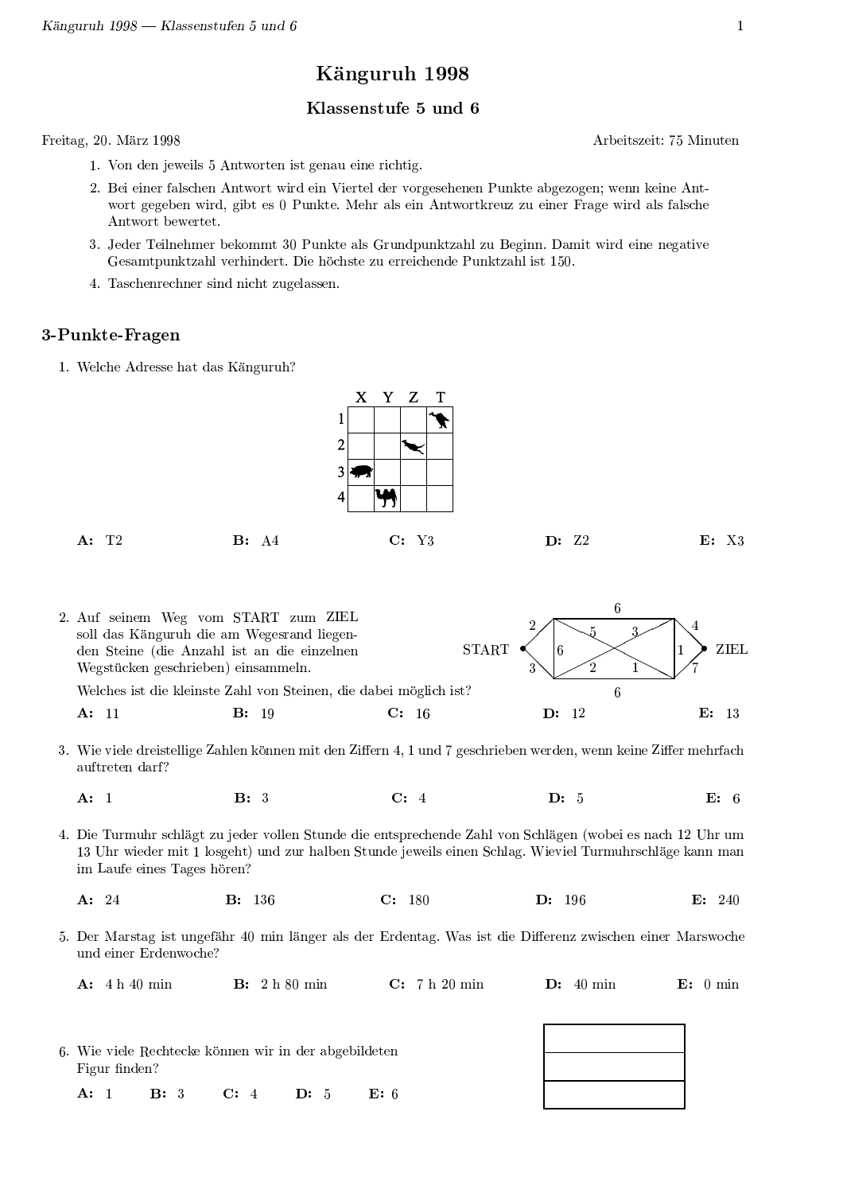# Känguruh 1998

## Klassenstufe 5 und 6

Freitag, 20. März 1998 — Arbeitszeit: 75 Minuten

1. Von den jeweils 5 Antworten ist genau eine richtig.
2. Bei einer falschen Antwort wird ein Viertel der vorgesehenen Punkte abgezogen; wenn keine Antwort gegeben wird, gibt es 0 Punkte. Mehr als ein Antwortkreuz zu einer Frage wird als falsche Antwort bewertet.
3. Jeder Teilnehmer bekommt 30 Punkte als Grundpunktzahl zu Beginn. Damit wird eine negative Gesamtpunktzahl verhindert. Die höchste zu erreichende Punktzahl ist 150.
4. Taschenrechner sind nicht zugelassen.

## 3-Punkte-Fragen

1. Welche Adresse hat das Känguruh?

**A:** T2 **B:** A4 **C:** Y3 **D:** Z2 **E:** X3

2. Auf seinem Weg vom START zum ZIEL soll das Känguruh die am Wegesrand liegenden Steine (die Anzahl ist an die einzelnen Wegstücken geschrieben) einsammeln.

Welches ist die kleinste Zahl von Steinen, die dabei möglich ist?

**A:** 11 **B:** 19 **C:** 16 **D:** 12 **E:** 13

3. Wie viele dreistellige Zahlen können mit den Ziffern 4, 1 und 7 geschrieben werden, wenn keine Ziffer mehrfach auftreten darf?

**A:** 1 **B:** 3 **C:** 4 **D:** 5 **E:** 6

4. Die Turmuhr schlägt zu jeder vollen Stunde die entsprechende Zahl von Schlägen (wobei es nach 12 Uhr um 13 Uhr wieder mit 1 losgeht) und zur halben Stunde jeweils einen Schlag. Wieviel Turmuhrschläge kann man im Laufe eines Tages hören?

**A:** 24 **B:** 136 **C:** 180 **D:** 196 **E:** 240

5. Der Marstag ist ungefähr 40 min länger als der Erdentag. Was ist die Differenz zwischen einer Marswoche und einer Erdenwoche?

**A:** 4 h 40 min **B:** 2 h 80 min **C:** 7 h 20 min **D:** 40 min **E:** 0 min

6. Wie viele Rechtecke können wir in der abgebildeten Figur finden?

**A:** 1 **B:** 3 **C:** 4 **D:** 5 **E:** 6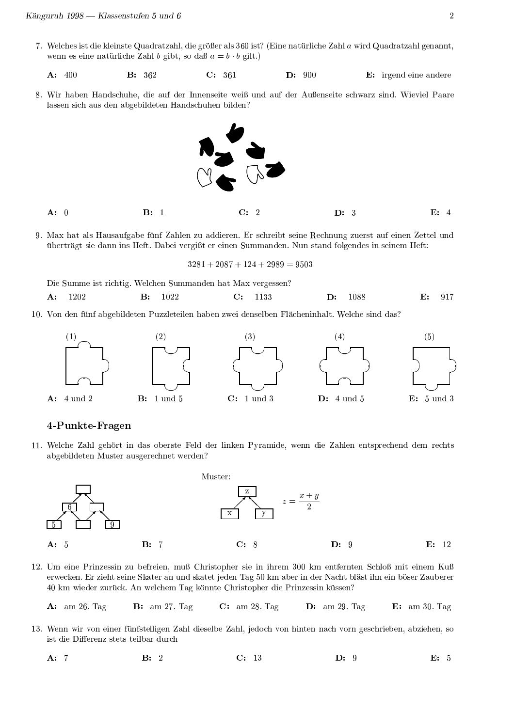7. Welches ist die kleinste Quadratzahl, die größer als 360 ist? (Eine natürliche Zahl $a$ wird Quadratzahl genannt, wenn es eine natürliche Zahl $b$ gibt, so daß $a = b \cdot b$ gilt.)

   **A:** 400 **B:** 362 **C:** 361 **D:** 900 **E:** irgend eine andere

8. Wir haben Handschuhe, die auf der Innenseite weiß und auf der Außenseite schwarz sind. Wieviel Paare lassen sich aus den abgebildeten Handschuhen bilden?

   **A:** 0 **B:** 1 **C:** 2 **D:** 3 **E:** 4

9. Max hat als Hausaufgabe fünf Zahlen zu addieren. Er schreibt seine Rechnung zuerst auf einen Zettel und überträgt sie dann ins Heft. Dabei vergißt er einen Summanden. Nun stand folgendes in seinem Heft:

   $$3281 + 2087 + 124 + 2989 = 9503$$

   Die Summe ist richtig. Welchen Summanden hat Max vergessen?

   **A:** 1202 **B:** 1022 **C:** 1133 **D:** 1088 **E:** 917

10. Von den fünf abgebildeten Puzzleteilen haben zwei denselben Flächeninhalt. Welche sind das?

    (1) (2) (3) (4) (5)

    **A:** 4 und 2 **B:** 1 und 5 **C:** 1 und 3 **D:** 4 und 5 **E:** 5 und 3

## 4-Punkte-Fragen

11. Welche Zahl gehört in das oberste Feld der linken Pyramide, wenn die Zahlen entsprechend dem rechts abgebildeten Muster ausgerechnet werden?

    Muster: $z = \dfrac{x+y}{2}$

    **A:** 5 **B:** 7 **C:** 8 **D:** 9 **E:** 12

12. Um eine Prinzessin zu befreien, muß Christopher sie in ihrem 300 km entfernten Schloß mit einem Kuß erwecken. Er zieht seine Skater an und skatet jeden Tag 50 km aber in der Nacht bläst ihn ein böser Zauberer 40 km wieder zurück. An welchem Tag könnte Christopher die Prinzessin küssen?

    **A:** am 26. Tag **B:** am 27. Tag **C:** am 28. Tag **D:** am 29. Tag **E:** am 30. Tag

13. Wenn wir von einer fünfstelligen Zahl dieselbe Zahl, jedoch von hinten nach vorn geschrieben, abziehen, so ist die Differenz stets teilbar durch

    **A:** 7 **B:** 2 **C:** 13 **D:** 9 **E:** 5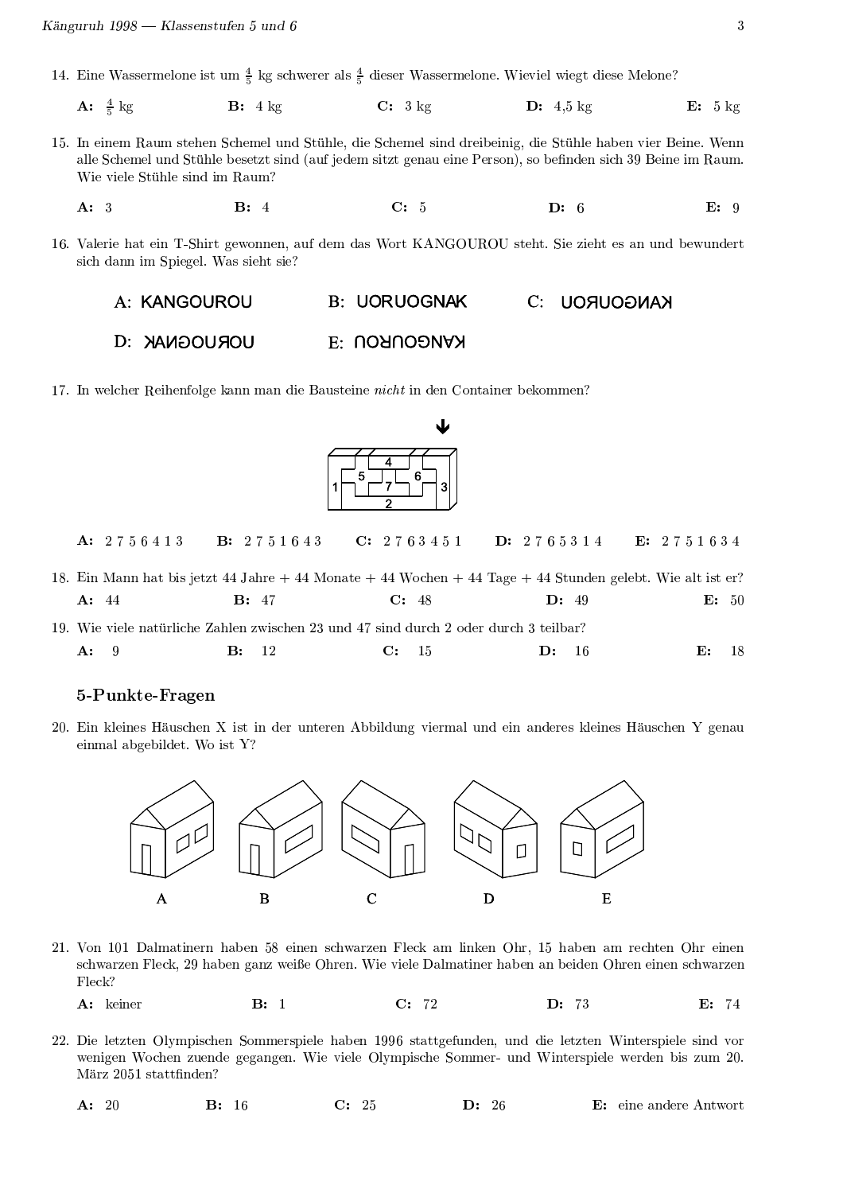14. Eine Wassermelone ist um $\frac{4}{5}$ kg schwerer als $\frac{4}{5}$ dieser Wassermelone. Wieviel wiegt diese Melone?

**A:** $\frac{4}{5}$ kg **B:** 4 kg **C:** 3 kg **D:** 4,5 kg **E:** 5 kg

15. In einem Raum stehen Schemel und Stühle, die Schemel sind dreibeinig, die Stühle haben vier Beine. Wenn alle Schemel und Stühle besetzt sind (auf jedem sitzt genau eine Person), so befinden sich 39 Beine im Raum. Wie viele Stühle sind im Raum?

**A:** 3 **B:** 4 **C:** 5 **D:** 6 **E:** 9

16. Valerie hat ein T-Shirt gewonnen, auf dem das Wort KANGOUROU steht. Sie zieht es an und bewundert sich dann im Spiegel. Was sieht sie?

A: KANGOUROU B: UORUOGNAK C: UORUOGNAK (gespiegelt) D: KANGOUROU (gespiegelt) E: KANGOUROU (kopfstehend)

17. In welcher Reihenfolge kann man die Bausteine *nicht* in den Container bekommen?

**A:** 2 7 5 6 4 1 3 **B:** 2 7 5 1 6 4 3 **C:** 2 7 6 3 4 5 1 **D:** 2 7 6 5 3 1 4 **E:** 2 7 5 1 6 3 4

18. Ein Mann hat bis jetzt 44 Jahre + 44 Monate + 44 Wochen + 44 Tage + 44 Stunden gelebt. Wie alt ist er?

**A:** 44 **B:** 47 **C:** 48 **D:** 49 **E:** 50

19. Wie viele natürliche Zahlen zwischen 23 und 47 sind durch 2 oder durch 3 teilbar?

**A:** 9 **B:** 12 **C:** 15 **D:** 16 **E:** 18

### 5-Punkte-Fragen

20. Ein kleines Häuschen X ist in der unteren Abbildung viermal und ein anderes kleines Häuschen Y genau einmal abgebildet. Wo ist Y?

A B C D E

21. Von 101 Dalmatinern haben 58 einen schwarzen Fleck am linken Ohr, 15 haben am rechten Ohr einen schwarzen Fleck, 29 haben ganz weiße Ohren. Wie viele Dalmatiner haben an beiden Ohren einen schwarzen Fleck?

**A:** keiner **B:** 1 **C:** 72 **D:** 73 **E:** 74

22. Die letzten Olympischen Sommerspiele haben 1996 stattgefunden, und die letzten Winterspiele sind vor wenigen Wochen zuende gegangen. Wie viele Olympische Sommer- und Winterspiele werden bis zum 20. März 2051 stattfinden?

**A:** 20 **B:** 16 **C:** 25 **D:** 26 **E:** eine andere Antwort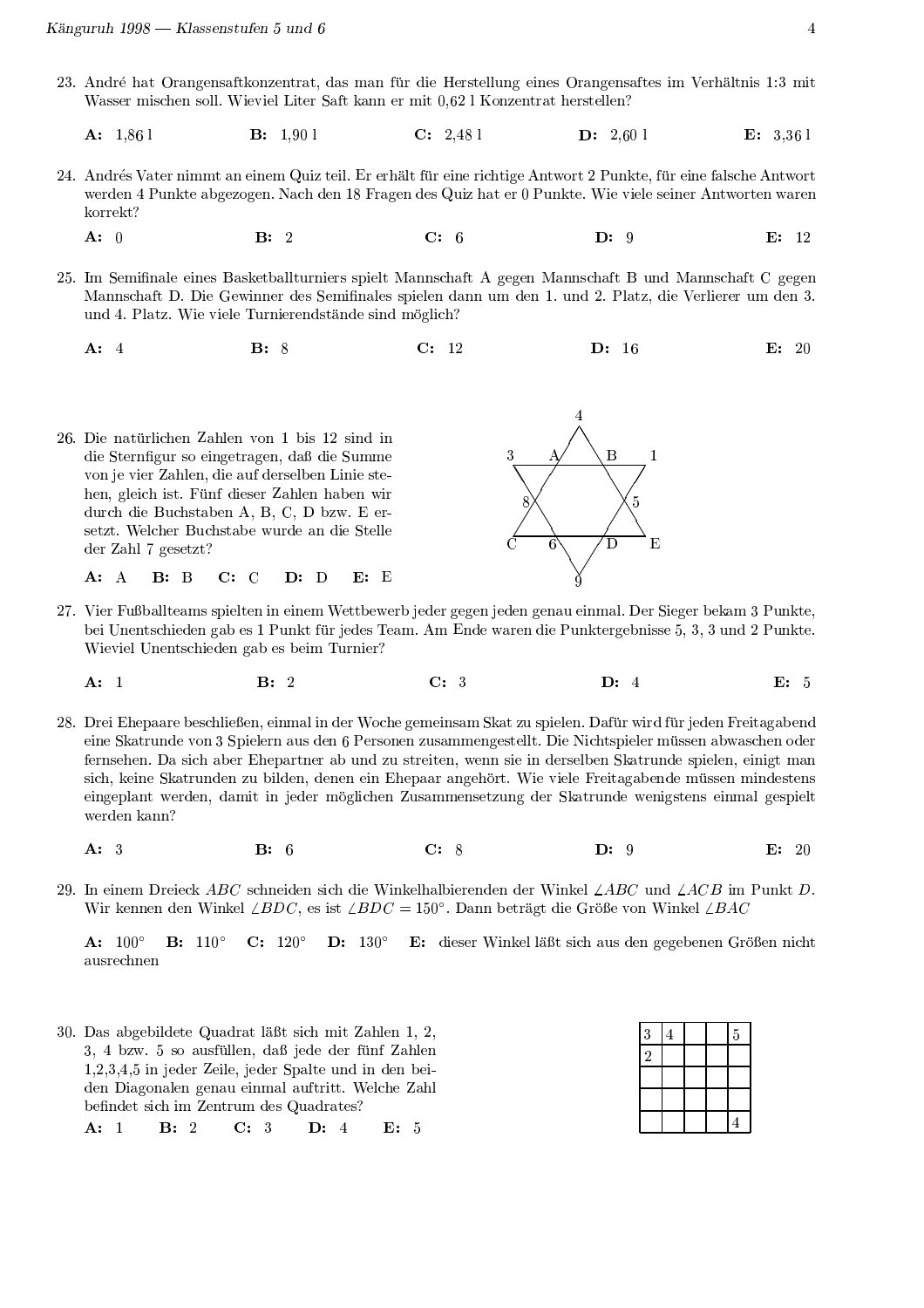23. André hat Orangensaftkonzentrat, das man für die Herstellung eines Orangensaftes im Verhältnis 1:3 mit Wasser mischen soll. Wieviel Liter Saft kann er mit 0,62 l Konzentrat herstellen?

**A:** 1,86 l **B:** 1,90 l **C:** 2,48 l **D:** 2,60 l **E:** 3,36 l

24. Andrés Vater nimmt an einem Quiz teil. Er erhält für eine richtige Antwort 2 Punkte, für eine falsche Antwort werden 4 Punkte abgezogen. Nach den 18 Fragen des Quiz hat er 0 Punkte. Wie viele seiner Antworten waren korrekt?

**A:** 0 **B:** 2 **C:** 6 **D:** 9 **E:** 12

25. Im Semifinale eines Basketballturniers spielt Mannschaft A gegen Mannschaft B und Mannschaft C gegen Mannschaft D. Die Gewinner des Semifinales spielen dann um den 1. und 2. Platz, die Verlierer um den 3. und 4. Platz. Wie viele Turnierendstände sind möglich?

**A:** 4 **B:** 8 **C:** 12 **D:** 16 **E:** 20

26. Die natürlichen Zahlen von 1 bis 12 sind in die Sternfigur so eingetragen, daß die Summe von je vier Zahlen, die auf derselben Linie stehen, gleich ist. Fünf dieser Zahlen haben wir durch die Buchstaben A, B, C, D bzw. E ersetzt. Welcher Buchstabe wurde an die Stelle der Zahl 7 gesetzt?

4
3 A B 1
8 5
C 6 D E
9

**A:** A **B:** B **C:** C **D:** D **E:** E

27. Vier Fußballteams spielten in einem Wettbewerb jeder gegen jeden genau einmal. Der Sieger bekam 3 Punkte, bei Unentschieden gab es 1 Punkt für jedes Team. Am Ende waren die Punktergebnisse 5, 3, 3 und 2 Punkte. Wieviel Unentschieden gab es beim Turnier?

**A:** 1 **B:** 2 **C:** 3 **D:** 4 **E:** 5

28. Drei Ehepaare beschließen, einmal in der Woche gemeinsam Skat zu spielen. Dafür wird für jeden Freitagabend eine Skatrunde von 3 Spielern aus den 6 Personen zusammengestellt. Die Nichtspieler müssen abwaschen oder fernsehen. Da sich aber Ehepartner ab und zu streiten, wenn sie in derselben Skatrunde spielen, einigt man sich, keine Skatrunden zu bilden, denen ein Ehepaar angehört. Wie viele Freitagabende müssen mindestens eingeplant werden, damit in jeder möglichen Zusammensetzung der Skatrunde wenigstens einmal gespielt werden kann?

**A:** 3 **B:** 6 **C:** 8 **D:** 9 **E:** 20

29. In einem Dreieck $ABC$ schneiden sich die Winkelhalbierenden der Winkel $\angle ABC$ und $\angle ACB$ im Punkt $D$. Wir kennen den Winkel $\angle BDC$, es ist $\angle BDC = 150°$. Dann beträgt die Größe von Winkel $\angle BAC$

**A:** 100° **B:** 110° **C:** 120° **D:** 130° **E:** dieser Winkel läßt sich aus den gegebenen Größen nicht ausrechnen

30. Das abgebildete Quadrat läßt sich mit Zahlen 1, 2, 3, 4 bzw. 5 so ausfüllen, daß jede der fünf Zahlen 1,2,3,4,5 in jeder Zeile, jeder Spalte und in den beiden Diagonalen genau einmal auftritt. Welche Zahl befindet sich im Zentrum des Quadrates?

| | | | | |
|---|---|---|---|---|
| 3 | 4 | | | 5 |
| 2 | | | | |
| | | | | |
| | | | | |
| | | | | 4 |

**A:** 1 **B:** 2 **C:** 3 **D:** 4 **E:** 5